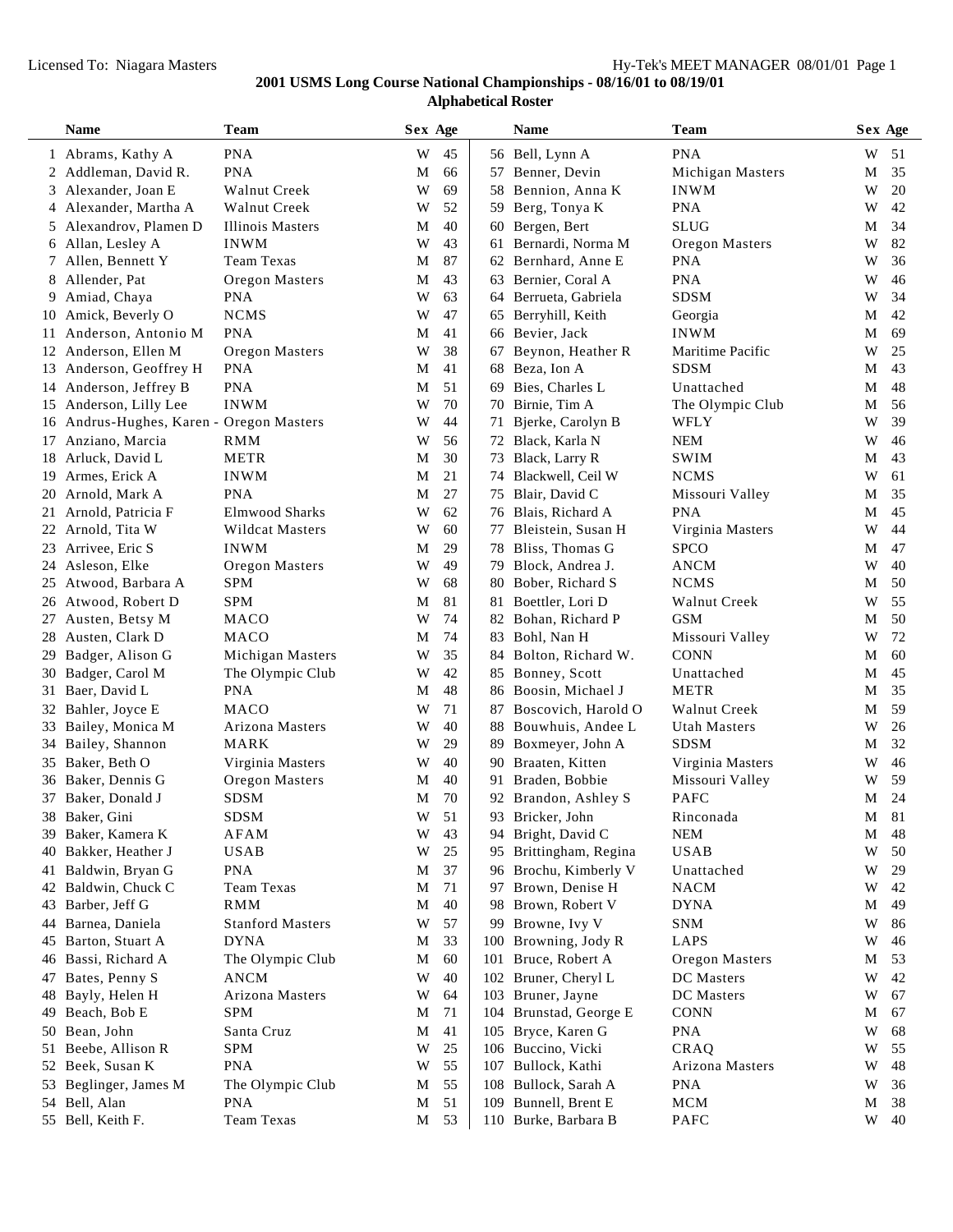Licensed To: Niagara Masters

# 2001 USMS Long Course National Championships - 08/16/01 to 08/19/01

## Alphabetical Roster

| | Name | Team | Sex | Age |
|---|---|---|---|---|
| 1 | Abrams, Kathy A | PNA | W | 45 |
| 2 | Addleman, David R. | PNA | M | 66 |
| 3 | Alexander, Joan E | Walnut Creek | W | 69 |
| 4 | Alexander, Martha A | Walnut Creek | W | 52 |
| 5 | Alexandrov, Plamen D | Illinois Masters | M | 40 |
| 6 | Allan, Lesley A | INWM | W | 43 |
| 7 | Allen, Bennett Y | Team Texas | M | 87 |
| 8 | Allender, Pat | Oregon Masters | M | 43 |
| 9 | Amiad, Chaya | PNA | W | 63 |
| 10 | Amick, Beverly O | NCMS | W | 47 |
| 11 | Anderson, Antonio M | PNA | M | 41 |
| 12 | Anderson, Ellen M | Oregon Masters | W | 38 |
| 13 | Anderson, Geoffrey H | PNA | M | 41 |
| 14 | Anderson, Jeffrey B | PNA | M | 51 |
| 15 | Anderson, Lilly Lee | INWM | W | 70 |
| 16 | Andrus-Hughes, Karen - | Oregon Masters | W | 44 |
| 17 | Anziano, Marcia | RMM | W | 56 |
| 18 | Arluck, David L | METR | M | 30 |
| 19 | Armes, Erick A | INWM | M | 21 |
| 20 | Arnold, Mark A | PNA | M | 27 |
| 21 | Arnold, Patricia F | Elmwood Sharks | W | 62 |
| 22 | Arnold, Tita W | Wildcat Masters | W | 60 |
| 23 | Arrivee, Eric S | INWM | M | 29 |
| 24 | Asleson, Elke | Oregon Masters | W | 49 |
| 25 | Atwood, Barbara A | SPM | W | 68 |
| 26 | Atwood, Robert D | SPM | M | 81 |
| 27 | Austen, Betsy M | MACO | W | 74 |
| 28 | Austen, Clark D | MACO | M | 74 |
| 29 | Badger, Alison G | Michigan Masters | W | 35 |
| 30 | Badger, Carol M | The Olympic Club | W | 42 |
| 31 | Baer, David L | PNA | M | 48 |
| 32 | Bahler, Joyce E | MACO | W | 71 |
| 33 | Bailey, Monica M | Arizona Masters | W | 40 |
| 34 | Bailey, Shannon | MARK | W | 29 |
| 35 | Baker, Beth O | Virginia Masters | W | 40 |
| 36 | Baker, Dennis G | Oregon Masters | M | 40 |
| 37 | Baker, Donald J | SDSM | M | 70 |
| 38 | Baker, Gini | SDSM | W | 51 |
| 39 | Baker, Kamera K | AFAM | W | 43 |
| 40 | Bakker, Heather J | USAB | W | 25 |
| 41 | Baldwin, Bryan G | PNA | M | 37 |
| 42 | Baldwin, Chuck C | Team Texas | M | 71 |
| 43 | Barber, Jeff G | RMM | M | 40 |
| 44 | Barnea, Daniela | Stanford Masters | W | 57 |
| 45 | Barton, Stuart A | DYNA | M | 33 |
| 46 | Bassi, Richard A | The Olympic Club | M | 60 |
| 47 | Bates, Penny S | ANCM | W | 40 |
| 48 | Bayly, Helen H | Arizona Masters | W | 64 |
| 49 | Beach, Bob E | SPM | M | 71 |
| 50 | Bean, John | Santa Cruz | M | 41 |
| 51 | Beebe, Allison R | SPM | W | 25 |
| 52 | Beek, Susan K | PNA | W | 55 |
| 53 | Beglinger, James M | The Olympic Club | M | 55 |
| 54 | Bell, Alan | PNA | M | 51 |
| 55 | Bell, Keith F. | Team Texas | M | 53 |
| 56 | Bell, Lynn A | PNA | W | 51 |
| 57 | Benner, Devin | Michigan Masters | M | 35 |
| 58 | Bennion, Anna K | INWM | W | 20 |
| 59 | Berg, Tonya K | PNA | W | 42 |
| 60 | Bergen, Bert | SLUG | M | 34 |
| 61 | Bernardi, Norma M | Oregon Masters | W | 82 |
| 62 | Bernhard, Anne E | PNA | W | 36 |
| 63 | Bernier, Coral A | PNA | W | 46 |
| 64 | Berrueta, Gabriela | SDSM | W | 34 |
| 65 | Berryhill, Keith | Georgia | M | 42 |
| 66 | Bevier, Jack | INWM | M | 69 |
| 67 | Beynon, Heather R | Maritime Pacific | W | 25 |
| 68 | Beza, Ion A | SDSM | M | 43 |
| 69 | Bies, Charles L | Unattached | M | 48 |
| 70 | Birnie, Tim A | The Olympic Club | M | 56 |
| 71 | Bjerke, Carolyn B | WFLY | W | 39 |
| 72 | Black, Karla N | NEM | W | 46 |
| 73 | Black, Larry R | SWIM | M | 43 |
| 74 | Blackwell, Ceil W | NCMS | W | 61 |
| 75 | Blair, David C | Missouri Valley | M | 35 |
| 76 | Blais, Richard A | PNA | M | 45 |
| 77 | Bleistein, Susan H | Virginia Masters | W | 44 |
| 78 | Bliss, Thomas G | SPCO | M | 47 |
| 79 | Block, Andrea J. | ANCM | W | 40 |
| 80 | Bober, Richard S | NCMS | M | 50 |
| 81 | Boettler, Lori D | Walnut Creek | W | 55 |
| 82 | Bohan, Richard P | GSM | M | 50 |
| 83 | Bohl, Nan H | Missouri Valley | W | 72 |
| 84 | Bolton, Richard W. | CONN | M | 60 |
| 85 | Bonney, Scott | Unattached | M | 45 |
| 86 | Boosin, Michael J | METR | M | 35 |
| 87 | Boscovich, Harold O | Walnut Creek | M | 59 |
| 88 | Bouwhuis, Andee L | Utah Masters | W | 26 |
| 89 | Boxmeyer, John A | SDSM | M | 32 |
| 90 | Braaten, Kitten | Virginia Masters | W | 46 |
| 91 | Braden, Bobbie | Missouri Valley | W | 59 |
| 92 | Brandon, Ashley S | PAFC | M | 24 |
| 93 | Bricker, John | Rinconada | M | 81 |
| 94 | Bright, David C | NEM | M | 48 |
| 95 | Brittingham, Regina | USAB | W | 50 |
| 96 | Brochu, Kimberly V | Unattached | W | 29 |
| 97 | Brown, Denise H | NACM | W | 42 |
| 98 | Brown, Robert V | DYNA | M | 49 |
| 99 | Browne, Ivy V | SNM | W | 86 |
| 100 | Browning, Jody R | LAPS | W | 46 |
| 101 | Bruce, Robert A | Oregon Masters | M | 53 |
| 102 | Bruner, Cheryl L | DC Masters | W | 42 |
| 103 | Bruner, Jayne | DC Masters | W | 67 |
| 104 | Brunstad, George E | CONN | M | 67 |
| 105 | Bryce, Karen G | PNA | W | 68 |
| 106 | Buccino, Vicki | CRAQ | W | 55 |
| 107 | Bullock, Kathi | Arizona Masters | W | 48 |
| 108 | Bullock, Sarah A | PNA | W | 36 |
| 109 | Bunnell, Brent E | MCM | M | 38 |
| 110 | Burke, Barbara B | PAFC | W | 40 |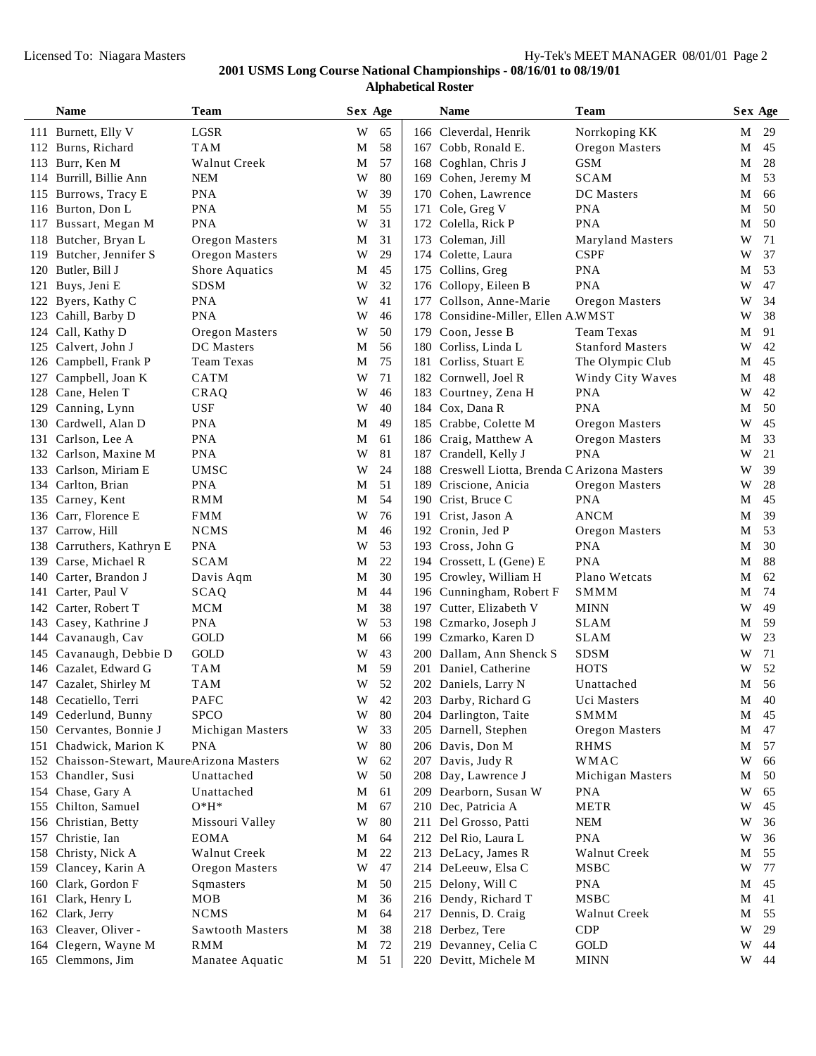**2001 USMS Long Course National Championships - 08/16/01 to 08/19/01**

**Alphabetical Roster**

| # | Name | Team | Sex | Age |
|---|---|---|---|---|
| 111 | Burnett, Elly V | LGSR | W | 65 |
| 112 | Burns, Richard | TAM | M | 58 |
| 113 | Burr, Ken M | Walnut Creek | M | 57 |
| 114 | Burrill, Billie Ann | NEM | W | 80 |
| 115 | Burrows, Tracy E | PNA | W | 39 |
| 116 | Burton, Don L | PNA | M | 55 |
| 117 | Bussart, Megan M | PNA | W | 31 |
| 118 | Butcher, Bryan L | Oregon Masters | M | 31 |
| 119 | Butcher, Jennifer S | Oregon Masters | W | 29 |
| 120 | Butler, Bill J | Shore Aquatics | M | 45 |
| 121 | Buys, Jeni E | SDSM | W | 32 |
| 122 | Byers, Kathy C | PNA | W | 41 |
| 123 | Cahill, Barby D | PNA | W | 46 |
| 124 | Call, Kathy D | Oregon Masters | W | 50 |
| 125 | Calvert, John J | DC Masters | M | 56 |
| 126 | Campbell, Frank P | Team Texas | M | 75 |
| 127 | Campbell, Joan K | CATM | W | 71 |
| 128 | Cane, Helen T | CRAQ | W | 46 |
| 129 | Canning, Lynn | USF | W | 40 |
| 130 | Cardwell, Alan D | PNA | M | 49 |
| 131 | Carlson, Lee A | PNA | M | 61 |
| 132 | Carlson, Maxine M | PNA | W | 81 |
| 133 | Carlson, Miriam E | UMSC | W | 24 |
| 134 | Carlton, Brian | PNA | M | 51 |
| 135 | Carney, Kent | RMM | M | 54 |
| 136 | Carr, Florence E | FMM | W | 76 |
| 137 | Carrow, Hill | NCMS | M | 46 |
| 138 | Carruthers, Kathryn E | PNA | W | 53 |
| 139 | Carse, Michael R | SCAM | M | 22 |
| 140 | Carter, Brandon J | Davis Aqm | M | 30 |
| 141 | Carter, Paul V | SCAQ | M | 44 |
| 142 | Carter, Robert T | MCM | M | 38 |
| 143 | Casey, Kathrine J | PNA | W | 53 |
| 144 | Cavanaugh, Cav | GOLD | M | 66 |
| 145 | Cavanaugh, Debbie D | GOLD | W | 43 |
| 146 | Cazalet, Edward G | TAM | M | 59 |
| 147 | Cazalet, Shirley M | TAM | W | 52 |
| 148 | Cecatiello, Terri | PAFC | W | 42 |
| 149 | Cederlund, Bunny | SPCO | W | 80 |
| 150 | Cervantes, Bonnie J | Michigan Masters | W | 33 |
| 151 | Chadwick, Marion K | PNA | W | 80 |
| 152 | Chaisson-Stewart, Maure | Arizona Masters | W | 62 |
| 153 | Chandler, Susi | Unattached | W | 50 |
| 154 | Chase, Gary A | Unattached | M | 61 |
| 155 | Chilton, Samuel | O*H* | M | 67 |
| 156 | Christian, Betty | Missouri Valley | W | 80 |
| 157 | Christie, Ian | EOMA | M | 64 |
| 158 | Christy, Nick A | Walnut Creek | M | 22 |
| 159 | Clancey, Karin A | Oregon Masters | W | 47 |
| 160 | Clark, Gordon F | Sqmasters | M | 50 |
| 161 | Clark, Henry L | MOB | M | 36 |
| 162 | Clark, Jerry | NCMS | M | 64 |
| 163 | Cleaver, Oliver - | Sawtooth Masters | M | 38 |
| 164 | Clegern, Wayne M | RMM | M | 72 |
| 165 | Clemmons, Jim | Manatee Aquatic | M | 51 |
| 166 | Cleverdal, Henrik | Norrkoping KK | M | 29 |
| 167 | Cobb, Ronald E. | Oregon Masters | M | 45 |
| 168 | Coghlan, Chris J | GSM | M | 28 |
| 169 | Cohen, Jeremy M | SCAM | M | 53 |
| 170 | Cohen, Lawrence | DC Masters | M | 66 |
| 171 | Cole, Greg V | PNA | M | 50 |
| 172 | Colella, Rick P | PNA | M | 50 |
| 173 | Coleman, Jill | Maryland Masters | W | 71 |
| 174 | Colette, Laura | CSPF | W | 37 |
| 175 | Collins, Greg | PNA | M | 53 |
| 176 | Collopy, Eileen B | PNA | W | 47 |
| 177 | Collson, Anne-Marie | Oregon Masters | W | 34 |
| 178 | Considine-Miller, Ellen A. | WMST | W | 38 |
| 179 | Coon, Jesse B | Team Texas | M | 91 |
| 180 | Corliss, Linda L | Stanford Masters | W | 42 |
| 181 | Corliss, Stuart E | The Olympic Club | M | 45 |
| 182 | Cornwell, Joel R | Windy City Waves | M | 48 |
| 183 | Courtney, Zena H | PNA | W | 42 |
| 184 | Cox, Dana R | PNA | M | 50 |
| 185 | Crabbe, Colette M | Oregon Masters | W | 45 |
| 186 | Craig, Matthew A | Oregon Masters | M | 33 |
| 187 | Crandell, Kelly J | PNA | W | 21 |
| 188 | Creswell Liotta, Brenda C | Arizona Masters | W | 39 |
| 189 | Criscione, Anicia | Oregon Masters | W | 28 |
| 190 | Crist, Bruce C | PNA | M | 45 |
| 191 | Crist, Jason A | ANCM | M | 39 |
| 192 | Cronin, Jed P | Oregon Masters | M | 53 |
| 193 | Cross, John G | PNA | M | 30 |
| 194 | Crossett, L (Gene) E | PNA | M | 88 |
| 195 | Crowley, William H | Plano Wetcats | M | 62 |
| 196 | Cunningham, Robert F | SMMM | M | 74 |
| 197 | Cutter, Elizabeth V | MINN | W | 49 |
| 198 | Czmarko, Joseph J | SLAM | M | 59 |
| 199 | Czmarko, Karen D | SLAM | W | 23 |
| 200 | Dallam, Ann Shenck S | SDSM | W | 71 |
| 201 | Daniel, Catherine | HOTS | W | 52 |
| 202 | Daniels, Larry N | Unattached | M | 56 |
| 203 | Darby, Richard G | Uci Masters | M | 40 |
| 204 | Darlington, Taite | SMMM | M | 45 |
| 205 | Darnell, Stephen | Oregon Masters | M | 47 |
| 206 | Davis, Don M | RHMS | M | 57 |
| 207 | Davis, Judy R | WMAC | W | 66 |
| 208 | Day, Lawrence J | Michigan Masters | M | 50 |
| 209 | Dearborn, Susan W | PNA | W | 65 |
| 210 | Dec, Patricia A | METR | W | 45 |
| 211 | Del Grosso, Patti | NEM | W | 36 |
| 212 | Del Rio, Laura L | PNA | W | 36 |
| 213 | DeLacy, James R | Walnut Creek | M | 55 |
| 214 | DeLeeuw, Elsa C | MSBC | W | 77 |
| 215 | Delony, Will C | PNA | M | 45 |
| 216 | Dendy, Richard T | MSBC | M | 41 |
| 217 | Dennis, D. Craig | Walnut Creek | M | 55 |
| 218 | Derbez, Tere | CDP | W | 29 |
| 219 | Devanney, Celia C | GOLD | W | 44 |
| 220 | Devitt, Michele M | MINN | W | 44 |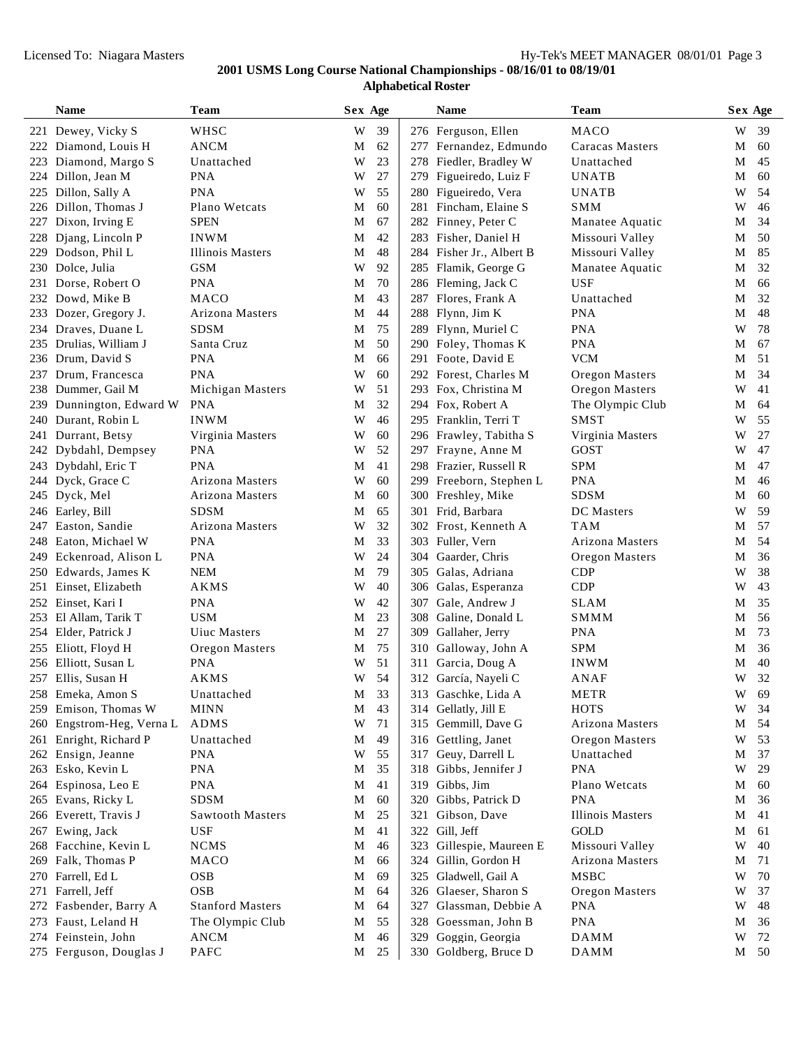## 2001 USMS Long Course National Championships - 08/16/01 to 08/19/01

### Alphabetical Roster

| | Name | Team | Sex | Age |
|---|---|---|---|---|
| 221 | Dewey, Vicky S | WHSC | W | 39 |
| 222 | Diamond, Louis H | ANCM | M | 62 |
| 223 | Diamond, Margo S | Unattached | W | 23 |
| 224 | Dillon, Jean M | PNA | W | 27 |
| 225 | Dillon, Sally A | PNA | W | 55 |
| 226 | Dillon, Thomas J | Plano Wetcats | M | 60 |
| 227 | Dixon, Irving E | SPEN | M | 67 |
| 228 | Djang, Lincoln P | INWM | M | 42 |
| 229 | Dodson, Phil L | Illinois Masters | M | 48 |
| 230 | Dolce, Julia | GSM | W | 92 |
| 231 | Dorse, Robert O | PNA | M | 70 |
| 232 | Dowd, Mike B | MACO | M | 43 |
| 233 | Dozer, Gregory J. | Arizona Masters | M | 44 |
| 234 | Draves, Duane L | SDSM | M | 75 |
| 235 | Drulias, William J | Santa Cruz | M | 50 |
| 236 | Drum, David S | PNA | M | 66 |
| 237 | Drum, Francesca | PNA | W | 60 |
| 238 | Dummer, Gail M | Michigan Masters | W | 51 |
| 239 | Dunnington, Edward W | PNA | M | 32 |
| 240 | Durant, Robin L | INWM | W | 46 |
| 241 | Durrant, Betsy | Virginia Masters | W | 60 |
| 242 | Dybdahl, Dempsey | PNA | W | 52 |
| 243 | Dybdahl, Eric T | PNA | M | 41 |
| 244 | Dyck, Grace C | Arizona Masters | W | 60 |
| 245 | Dyck, Mel | Arizona Masters | M | 60 |
| 246 | Earley, Bill | SDSM | M | 65 |
| 247 | Easton, Sandie | Arizona Masters | W | 32 |
| 248 | Eaton, Michael W | PNA | M | 33 |
| 249 | Eckenroad, Alison L | PNA | W | 24 |
| 250 | Edwards, James K | NEM | M | 79 |
| 251 | Einset, Elizabeth | AKMS | W | 40 |
| 252 | Einset, Kari I | PNA | W | 42 |
| 253 | El Allam, Tarik T | USM | M | 23 |
| 254 | Elder, Patrick J | Uiuc Masters | M | 27 |
| 255 | Eliott, Floyd H | Oregon Masters | M | 75 |
| 256 | Elliott, Susan L | PNA | W | 51 |
| 257 | Ellis, Susan H | AKMS | W | 54 |
| 258 | Emeka, Amon S | Unattached | M | 33 |
| 259 | Emison, Thomas W | MINN | M | 43 |
| 260 | Engstrom-Heg, Verna L | ADMS | W | 71 |
| 261 | Enright, Richard P | Unattached | M | 49 |
| 262 | Ensign, Jeanne | PNA | W | 55 |
| 263 | Esko, Kevin L | PNA | M | 35 |
| 264 | Espinosa, Leo E | PNA | M | 41 |
| 265 | Evans, Ricky L | SDSM | M | 60 |
| 266 | Everett, Travis J | Sawtooth Masters | M | 25 |
| 267 | Ewing, Jack | USF | M | 41 |
| 268 | Facchine, Kevin L | NCMS | M | 46 |
| 269 | Falk, Thomas P | MACO | M | 66 |
| 270 | Farrell, Ed L | OSB | M | 69 |
| 271 | Farrell, Jeff | OSB | M | 64 |
| 272 | Fasbender, Barry A | Stanford Masters | M | 64 |
| 273 | Faust, Leland H | The Olympic Club | M | 55 |
| 274 | Feinstein, John | ANCM | M | 46 |
| 275 | Ferguson, Douglas J | PAFC | M | 25 |
| 276 | Ferguson, Ellen | MACO | W | 39 |
| 277 | Fernandez, Edmundo | Caracas Masters | M | 60 |
| 278 | Fiedler, Bradley W | Unattached | M | 45 |
| 279 | Figueiredo, Luiz F | UNATB | M | 60 |
| 280 | Figueiredo, Vera | UNATB | W | 54 |
| 281 | Fincham, Elaine S | SMM | W | 46 |
| 282 | Finney, Peter C | Manatee Aquatic | M | 34 |
| 283 | Fisher, Daniel H | Missouri Valley | M | 50 |
| 284 | Fisher Jr., Albert B | Missouri Valley | M | 85 |
| 285 | Flamik, George G | Manatee Aquatic | M | 32 |
| 286 | Fleming, Jack C | USF | M | 66 |
| 287 | Flores, Frank A | Unattached | M | 32 |
| 288 | Flynn, Jim K | PNA | M | 48 |
| 289 | Flynn, Muriel C | PNA | W | 78 |
| 290 | Foley, Thomas K | PNA | M | 67 |
| 291 | Foote, David E | VCM | M | 51 |
| 292 | Forest, Charles M | Oregon Masters | M | 34 |
| 293 | Fox, Christina M | Oregon Masters | W | 41 |
| 294 | Fox, Robert A | The Olympic Club | M | 64 |
| 295 | Franklin, Terri T | SMST | W | 55 |
| 296 | Frawley, Tabitha S | Virginia Masters | W | 27 |
| 297 | Frayne, Anne M | GOST | W | 47 |
| 298 | Frazier, Russell R | SPM | M | 47 |
| 299 | Freeborn, Stephen L | PNA | M | 46 |
| 300 | Freshley, Mike | SDSM | M | 60 |
| 301 | Frid, Barbara | DC Masters | W | 59 |
| 302 | Frost, Kenneth A | TAM | M | 57 |
| 303 | Fuller, Vern | Arizona Masters | M | 54 |
| 304 | Gaarder, Chris | Oregon Masters | M | 36 |
| 305 | Galas, Adriana | CDP | W | 38 |
| 306 | Galas, Esperanza | CDP | W | 43 |
| 307 | Gale, Andrew J | SLAM | M | 35 |
| 308 | Galine, Donald L | SMMM | M | 56 |
| 309 | Gallaher, Jerry | PNA | M | 73 |
| 310 | Galloway, John A | SPM | M | 36 |
| 311 | Garcia, Doug A | INWM | M | 40 |
| 312 | García, Nayeli C | ANAF | W | 32 |
| 313 | Gaschke, Lida A | METR | W | 69 |
| 314 | Gellatly, Jill E | HOTS | W | 34 |
| 315 | Gemmill, Dave G | Arizona Masters | M | 54 |
| 316 | Gettling, Janet | Oregon Masters | W | 53 |
| 317 | Geuy, Darrell L | Unattached | M | 37 |
| 318 | Gibbs, Jennifer J | PNA | W | 29 |
| 319 | Gibbs, Jim | Plano Wetcats | M | 60 |
| 320 | Gibbs, Patrick D | PNA | M | 36 |
| 321 | Gibson, Dave | Illinois Masters | M | 41 |
| 322 | Gill, Jeff | GOLD | M | 61 |
| 323 | Gillespie, Maureen E | Missouri Valley | W | 40 |
| 324 | Gillin, Gordon H | Arizona Masters | M | 71 |
| 325 | Gladwell, Gail A | MSBC | W | 70 |
| 326 | Glaeser, Sharon S | Oregon Masters | W | 37 |
| 327 | Glassman, Debbie A | PNA | W | 48 |
| 328 | Goessman, John B | PNA | M | 36 |
| 329 | Goggin, Georgia | DAMM | W | 72 |
| 330 | Goldberg, Bruce D | DAMM | M | 50 |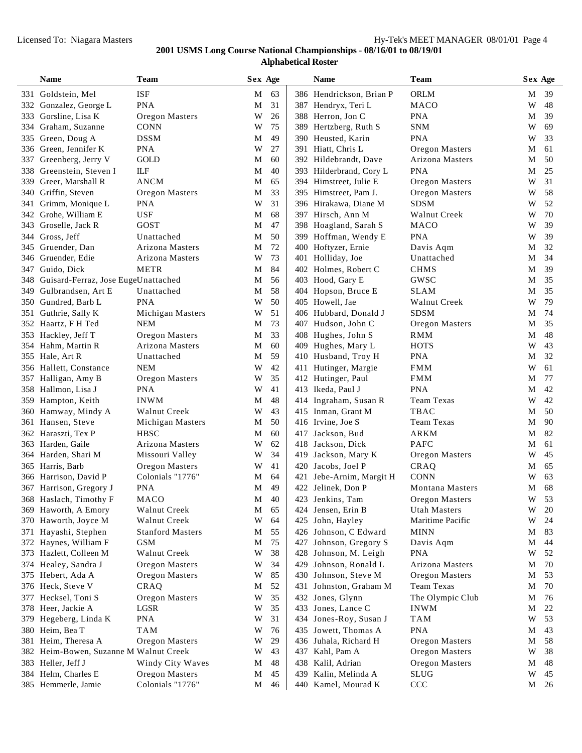**2001 USMS Long Course National Championships - 08/16/01 to 08/19/01**

**Alphabetical Roster**

| | Name | Team | Sex | Age |
|---|---|---|---|---|
| 331 | Goldstein, Mel | ISF | M | 63 |
| 332 | Gonzalez, George L | PNA | M | 31 |
| 333 | Gorsline, Lisa K | Oregon Masters | W | 26 |
| 334 | Graham, Suzanne | CONN | W | 75 |
| 335 | Green, Doug A | DSSM | M | 49 |
| 336 | Green, Jennifer K | PNA | W | 27 |
| 337 | Greenberg, Jerry V | GOLD | M | 60 |
| 338 | Greenstein, Steven I | ILF | M | 40 |
| 339 | Greer, Marshall R | ANCM | M | 65 |
| 340 | Griffin, Steven | Oregon Masters | M | 33 |
| 341 | Grimm, Monique L | PNA | W | 31 |
| 342 | Grohe, William E | USF | M | 68 |
| 343 | Groselle, Jack R | GOST | M | 47 |
| 344 | Gross, Jeff | Unattached | M | 50 |
| 345 | Gruender, Dan | Arizona Masters | M | 72 |
| 346 | Gruender, Edie | Arizona Masters | W | 73 |
| 347 | Guido, Dick | METR | M | 84 |
| 348 | Guisard-Ferraz, Jose Euge | Unattached | M | 56 |
| 349 | Gulbrandsen, Art E | Unattached | M | 58 |
| 350 | Gundred, Barb L | PNA | W | 50 |
| 351 | Guthrie, Sally K | Michigan Masters | W | 51 |
| 352 | Haartz, F H Ted | NEM | M | 73 |
| 353 | Hackley, Jeff T | Oregon Masters | M | 33 |
| 354 | Hahm, Martin R | Arizona Masters | M | 60 |
| 355 | Hale, Art R | Unattached | M | 59 |
| 356 | Hallett, Constance | NEM | W | 42 |
| 357 | Halligan, Amy B | Oregon Masters | W | 35 |
| 358 | Hallmon, Lisa J | PNA | W | 41 |
| 359 | Hampton, Keith | INWM | M | 48 |
| 360 | Hamway, Mindy A | Walnut Creek | W | 43 |
| 361 | Hansen, Steve | Michigan Masters | M | 50 |
| 362 | Haraszti, Tex P | HBSC | M | 60 |
| 363 | Harden, Gaile | Arizona Masters | W | 62 |
| 364 | Harden, Shari M | Missouri Valley | W | 34 |
| 365 | Harris, Barb | Oregon Masters | W | 41 |
| 366 | Harrison, David P | Colonials "1776" | M | 64 |
| 367 | Harrison, Gregory J | PNA | M | 49 |
| 368 | Haslach, Timothy F | MACO | M | 40 |
| 369 | Haworth, A Emory | Walnut Creek | M | 65 |
| 370 | Haworth, Joyce M | Walnut Creek | W | 64 |
| 371 | Hayashi, Stephen | Stanford Masters | M | 55 |
| 372 | Haynes, William F | GSM | M | 75 |
| 373 | Hazlett, Colleen M | Walnut Creek | W | 38 |
| 374 | Healey, Sandra J | Oregon Masters | W | 34 |
| 375 | Hebert, Ada A | Oregon Masters | W | 85 |
| 376 | Heck, Steve V | CRAQ | M | 52 |
| 377 | Hecksel, Toni S | Oregon Masters | W | 35 |
| 378 | Heer, Jackie A | LGSR | W | 35 |
| 379 | Hegeberg, Linda K | PNA | W | 31 |
| 380 | Heim, Bea T | TAM | W | 76 |
| 381 | Heim, Theresa A | Oregon Masters | W | 29 |
| 382 | Heim-Bowen, Suzanne M | Walnut Creek | W | 43 |
| 383 | Heller, Jeff J | Windy City Waves | M | 48 |
| 384 | Helm, Charles E | Oregon Masters | M | 45 |
| 385 | Hemmerle, Jamie | Colonials "1776" | M | 46 |
| 386 | Hendrickson, Brian P | ORLM | M | 39 |
| 387 | Hendryx, Teri L | MACO | W | 48 |
| 388 | Herron, Jon C | PNA | M | 39 |
| 389 | Hertzberg, Ruth S | SNM | W | 69 |
| 390 | Heusted, Karin | PNA | W | 33 |
| 391 | Hiatt, Chris L | Oregon Masters | M | 61 |
| 392 | Hildebrandt, Dave | Arizona Masters | M | 50 |
| 393 | Hilderbrand, Cory L | PNA | M | 25 |
| 394 | Himstreet, Julie E | Oregon Masters | W | 31 |
| 395 | Himstreet, Pam J. | Oregon Masters | W | 58 |
| 396 | Hirakawa, Diane M | SDSM | W | 52 |
| 397 | Hirsch, Ann M | Walnut Creek | W | 70 |
| 398 | Hoagland, Sarah S | MACO | W | 39 |
| 399 | Hoffman, Wendy E | PNA | W | 39 |
| 400 | Hoftyzer, Ernie | Davis Aqm | M | 32 |
| 401 | Holliday, Joe | Unattached | M | 34 |
| 402 | Holmes, Robert C | CHMS | M | 39 |
| 403 | Hood, Gary E | GWSC | M | 35 |
| 404 | Hopson, Bruce E | SLAM | M | 35 |
| 405 | Howell, Jae | Walnut Creek | W | 79 |
| 406 | Hubbard, Donald J | SDSM | M | 74 |
| 407 | Hudson, John C | Oregon Masters | M | 35 |
| 408 | Hughes, John S | RMM | M | 48 |
| 409 | Hughes, Mary L | HOTS | W | 43 |
| 410 | Husband, Troy H | PNA | M | 32 |
| 411 | Hutinger, Margie | FMM | W | 61 |
| 412 | Hutinger, Paul | FMM | M | 77 |
| 413 | Ikeda, Paul J | PNA | M | 42 |
| 414 | Ingraham, Susan R | Team Texas | W | 42 |
| 415 | Inman, Grant M | TBAC | M | 50 |
| 416 | Irvine, Joe S | Team Texas | M | 90 |
| 417 | Jackson, Bud | ARKM | M | 82 |
| 418 | Jackson, Dick | PAFC | M | 61 |
| 419 | Jackson, Mary K | Oregon Masters | W | 45 |
| 420 | Jacobs, Joel P | CRAQ | M | 65 |
| 421 | Jebe-Arnim, Margit H | CONN | W | 63 |
| 422 | Jelinek, Don P | Montana Masters | M | 68 |
| 423 | Jenkins, Tam | Oregon Masters | W | 53 |
| 424 | Jensen, Erin B | Utah Masters | W | 20 |
| 425 | John, Hayley | Maritime Pacific | W | 24 |
| 426 | Johnson, C Edward | MINN | M | 83 |
| 427 | Johnson, Gregory S | Davis Aqm | M | 44 |
| 428 | Johnson, M. Leigh | PNA | W | 52 |
| 429 | Johnson, Ronald L | Arizona Masters | M | 70 |
| 430 | Johnson, Steve M | Oregon Masters | M | 53 |
| 431 | Johnston, Graham M | Team Texas | M | 70 |
| 432 | Jones, Glynn | The Olympic Club | M | 76 |
| 433 | Jones, Lance C | INWM | M | 22 |
| 434 | Jones-Roy, Susan J | TAM | W | 53 |
| 435 | Jowett, Thomas A | PNA | M | 43 |
| 436 | Juhala, Richard H | Oregon Masters | M | 58 |
| 437 | Kahl, Pam A | Oregon Masters | W | 38 |
| 438 | Kalil, Adrian | Oregon Masters | M | 48 |
| 439 | Kalin, Melinda A | SLUG | W | 45 |
| 440 | Kamel, Mourad K | CCC | M | 26 |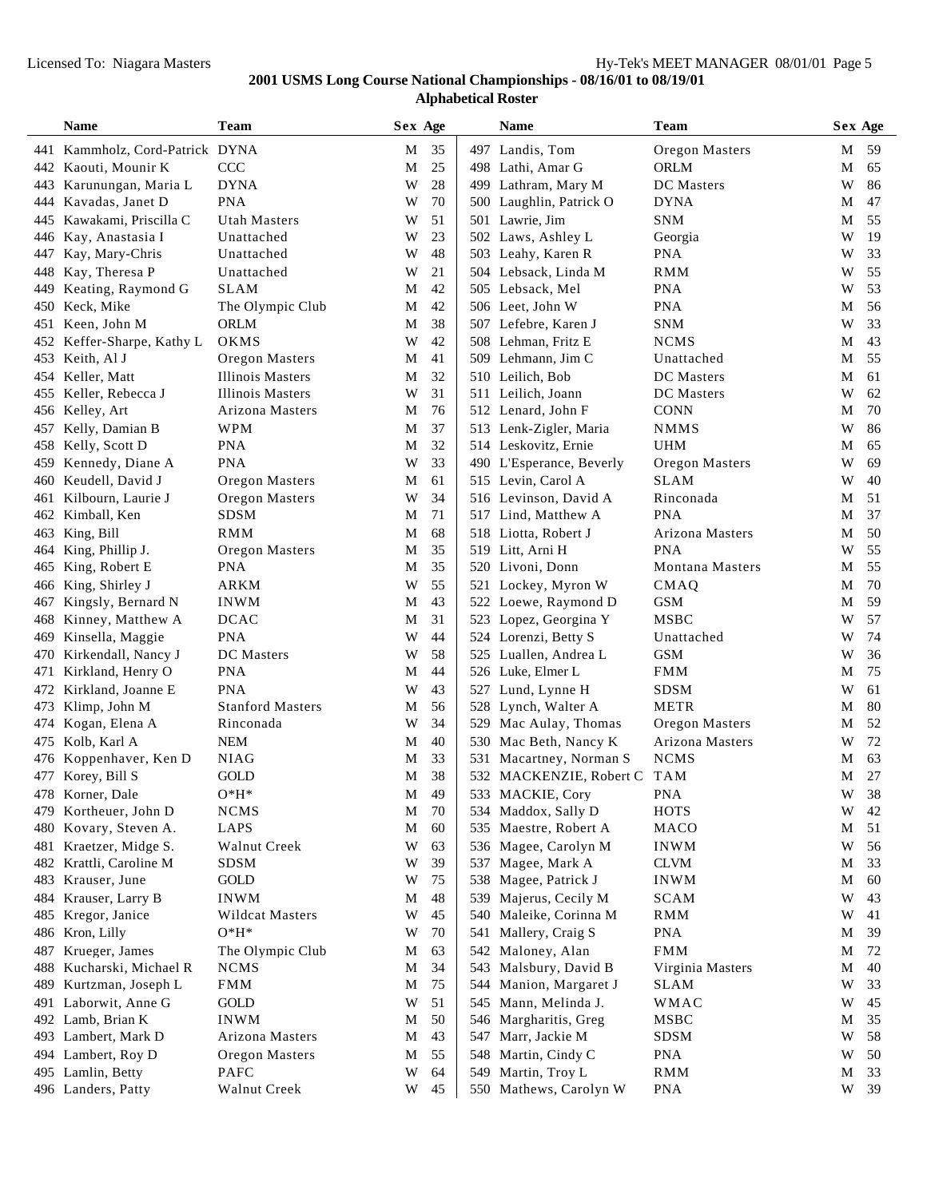**2001 USMS Long Course National Championships - 08/16/01 to 08/19/01**

**Alphabetical Roster**

| | Name | Team | Sex | Age |
|---|---|---|---|---|
| 441 | Kammholz, Cord-Patrick | DYNA | M | 35 |
| 442 | Kaouti, Mounir K | CCC | M | 25 |
| 443 | Karunungan, Maria L | DYNA | W | 28 |
| 444 | Kavadas, Janet D | PNA | W | 70 |
| 445 | Kawakami, Priscilla C | Utah Masters | W | 51 |
| 446 | Kay, Anastasia I | Unattached | W | 23 |
| 447 | Kay, Mary-Chris | Unattached | W | 48 |
| 448 | Kay, Theresa P | Unattached | W | 21 |
| 449 | Keating, Raymond G | SLAM | M | 42 |
| 450 | Keck, Mike | The Olympic Club | M | 42 |
| 451 | Keen, John M | ORLM | M | 38 |
| 452 | Keffer-Sharpe, Kathy L | OKMS | W | 42 |
| 453 | Keith, Al J | Oregon Masters | M | 41 |
| 454 | Keller, Matt | Illinois Masters | M | 32 |
| 455 | Keller, Rebecca J | Illinois Masters | W | 31 |
| 456 | Kelley, Art | Arizona Masters | M | 76 |
| 457 | Kelly, Damian B | WPM | M | 37 |
| 458 | Kelly, Scott D | PNA | M | 32 |
| 459 | Kennedy, Diane A | PNA | W | 33 |
| 460 | Keudell, David J | Oregon Masters | M | 61 |
| 461 | Kilbourn, Laurie J | Oregon Masters | W | 34 |
| 462 | Kimball, Ken | SDSM | M | 71 |
| 463 | King, Bill | RMM | M | 68 |
| 464 | King, Phillip J. | Oregon Masters | M | 35 |
| 465 | King, Robert E | PNA | M | 35 |
| 466 | King, Shirley J | ARKM | W | 55 |
| 467 | Kingsly, Bernard N | INWM | M | 43 |
| 468 | Kinney, Matthew A | DCAC | M | 31 |
| 469 | Kinsella, Maggie | PNA | W | 44 |
| 470 | Kirkendall, Nancy J | DC Masters | W | 58 |
| 471 | Kirkland, Henry O | PNA | M | 44 |
| 472 | Kirkland, Joanne E | PNA | W | 43 |
| 473 | Klimp, John M | Stanford Masters | M | 56 |
| 474 | Kogan, Elena A | Rinconada | W | 34 |
| 475 | Kolb, Karl A | NEM | M | 40 |
| 476 | Koppenhaver, Ken D | NIAG | M | 33 |
| 477 | Korey, Bill S | GOLD | M | 38 |
| 478 | Korner, Dale | O*H* | M | 49 |
| 479 | Kortheuer, John D | NCMS | M | 70 |
| 480 | Kovary, Steven A. | LAPS | M | 60 |
| 481 | Kraetzer, Midge S. | Walnut Creek | W | 63 |
| 482 | Krattli, Caroline M | SDSM | W | 39 |
| 483 | Krauser, June | GOLD | W | 75 |
| 484 | Krauser, Larry B | INWM | M | 48 |
| 485 | Kregor, Janice | Wildcat Masters | W | 45 |
| 486 | Kron, Lilly | O*H* | W | 70 |
| 487 | Krueger, James | The Olympic Club | M | 63 |
| 488 | Kucharski, Michael R | NCMS | M | 34 |
| 489 | Kurtzman, Joseph L | FMM | M | 75 |
| 491 | Laborwit, Anne G | GOLD | W | 51 |
| 492 | Lamb, Brian K | INWM | M | 50 |
| 493 | Lambert, Mark D | Arizona Masters | M | 43 |
| 494 | Lambert, Roy D | Oregon Masters | M | 55 |
| 495 | Lamlin, Betty | PAFC | W | 64 |
| 496 | Landers, Patty | Walnut Creek | W | 45 |
| 497 | Landis, Tom | Oregon Masters | M | 59 |
| 498 | Lathi, Amar G | ORLM | M | 65 |
| 499 | Lathram, Mary M | DC Masters | W | 86 |
| 500 | Laughlin, Patrick O | DYNA | M | 47 |
| 501 | Lawrie, Jim | SNM | M | 55 |
| 502 | Laws, Ashley L | Georgia | W | 19 |
| 503 | Leahy, Karen R | PNA | W | 33 |
| 504 | Lebsack, Linda M | RMM | W | 55 |
| 505 | Lebsack, Mel | PNA | W | 53 |
| 506 | Leet, John W | PNA | M | 56 |
| 507 | Lefebre, Karen J | SNM | W | 33 |
| 508 | Lehman, Fritz E | NCMS | M | 43 |
| 509 | Lehmann, Jim C | Unattached | M | 55 |
| 510 | Leilich, Bob | DC Masters | M | 61 |
| 511 | Leilich, Joann | DC Masters | W | 62 |
| 512 | Lenard, John F | CONN | M | 70 |
| 513 | Lenk-Zigler, Maria | NMMS | W | 86 |
| 514 | Leskovitz, Ernie | UHM | M | 65 |
| 490 | L'Esperance, Beverly | Oregon Masters | W | 69 |
| 515 | Levin, Carol A | SLAM | W | 40 |
| 516 | Levinson, David A | Rinconada | M | 51 |
| 517 | Lind, Matthew A | PNA | M | 37 |
| 518 | Liotta, Robert J | Arizona Masters | M | 50 |
| 519 | Litt, Arni H | PNA | W | 55 |
| 520 | Livoni, Donn | Montana Masters | M | 55 |
| 521 | Lockey, Myron W | CMAQ | M | 70 |
| 522 | Loewe, Raymond D | GSM | M | 59 |
| 523 | Lopez, Georgina Y | MSBC | W | 57 |
| 524 | Lorenzi, Betty S | Unattached | W | 74 |
| 525 | Luallen, Andrea L | GSM | W | 36 |
| 526 | Luke, Elmer L | FMM | M | 75 |
| 527 | Lund, Lynne H | SDSM | W | 61 |
| 528 | Lynch, Walter A | METR | M | 80 |
| 529 | Mac Aulay, Thomas | Oregon Masters | M | 52 |
| 530 | Mac Beth, Nancy K | Arizona Masters | W | 72 |
| 531 | Macartney, Norman S | NCMS | M | 63 |
| 532 | MACKENZIE, Robert C | TAM | M | 27 |
| 533 | MACKIE, Cory | PNA | W | 38 |
| 534 | Maddox, Sally D | HOTS | W | 42 |
| 535 | Maestre, Robert A | MACO | M | 51 |
| 536 | Magee, Carolyn M | INWM | W | 56 |
| 537 | Magee, Mark A | CLVM | M | 33 |
| 538 | Magee, Patrick J | INWM | M | 60 |
| 539 | Majerus, Cecily M | SCAM | W | 43 |
| 540 | Maleike, Corinna M | RMM | W | 41 |
| 541 | Mallery, Craig S | PNA | M | 39 |
| 542 | Maloney, Alan | FMM | M | 72 |
| 543 | Malsbury, David B | Virginia Masters | M | 40 |
| 544 | Manion, Margaret J | SLAM | W | 33 |
| 545 | Mann, Melinda J. | WMAC | W | 45 |
| 546 | Margharitis, Greg | MSBC | M | 35 |
| 547 | Marr, Jackie M | SDSM | W | 58 |
| 548 | Martin, Cindy C | PNA | W | 50 |
| 549 | Martin, Troy L | RMM | M | 33 |
| 550 | Mathews, Carolyn W | PNA | W | 39 |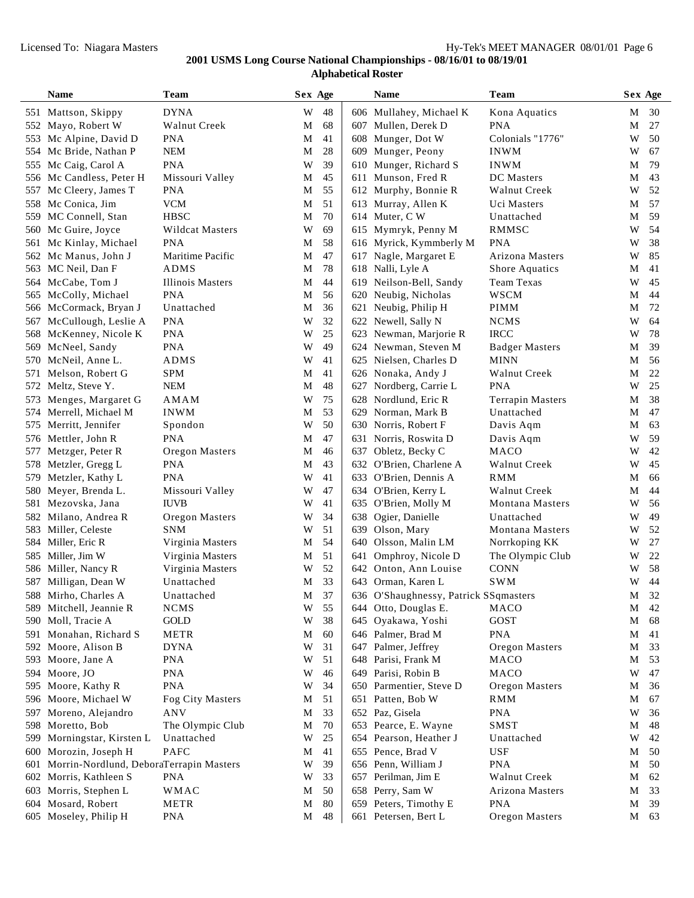# 2001 USMS Long Course National Championships - 08/16/01 to 08/19/01

## Alphabetical Roster

| | Name | Team | Sex | Age |
|---|---|---|---|---|
| 551 | Mattson, Skippy | DYNA | W | 48 |
| 552 | Mayo, Robert W | Walnut Creek | M | 68 |
| 553 | Mc Alpine, David D | PNA | M | 41 |
| 554 | Mc Bride, Nathan P | NEM | M | 28 |
| 555 | Mc Caig, Carol A | PNA | W | 39 |
| 556 | Mc Candless, Peter H | Missouri Valley | M | 45 |
| 557 | Mc Cleery, James T | PNA | M | 55 |
| 558 | Mc Conica, Jim | VCM | M | 51 |
| 559 | MC Connell, Stan | HBSC | M | 70 |
| 560 | Mc Guire, Joyce | Wildcat Masters | W | 69 |
| 561 | Mc Kinlay, Michael | PNA | M | 58 |
| 562 | Mc Manus, John J | Maritime Pacific | M | 47 |
| 563 | MC Neil, Dan F | ADMS | M | 78 |
| 564 | McCabe, Tom J | Illinois Masters | M | 44 |
| 565 | McColly, Michael | PNA | M | 56 |
| 566 | McCormack, Bryan J | Unattached | M | 36 |
| 567 | McCullough, Leslie A | PNA | W | 32 |
| 568 | McKenney, Nicole K | PNA | W | 25 |
| 569 | McNeel, Sandy | PNA | W | 49 |
| 570 | McNeil, Anne L. | ADMS | W | 41 |
| 571 | Melson, Robert G | SPM | M | 41 |
| 572 | Meltz, Steve Y. | NEM | M | 48 |
| 573 | Menges, Margaret G | AMAM | W | 75 |
| 574 | Merrell, Michael M | INWM | M | 53 |
| 575 | Merritt, Jennifer | Spondon | W | 50 |
| 576 | Mettler, John R | PNA | M | 47 |
| 577 | Metzger, Peter R | Oregon Masters | M | 46 |
| 578 | Metzler, Gregg L | PNA | M | 43 |
| 579 | Metzler, Kathy L | PNA | W | 41 |
| 580 | Meyer, Brenda L. | Missouri Valley | W | 47 |
| 581 | Mezovska, Jana | IUVB | W | 41 |
| 582 | Milano, Andrea R | Oregon Masters | W | 34 |
| 583 | Miller, Celeste | SNM | W | 51 |
| 584 | Miller, Eric R | Virginia Masters | M | 54 |
| 585 | Miller, Jim W | Virginia Masters | M | 51 |
| 586 | Miller, Nancy R | Virginia Masters | W | 52 |
| 587 | Milligan, Dean W | Unattached | M | 33 |
| 588 | Mirho, Charles A | Unattached | M | 37 |
| 589 | Mitchell, Jeannie R | NCMS | W | 55 |
| 590 | Moll, Tracie A | GOLD | W | 38 |
| 591 | Monahan, Richard S | METR | M | 60 |
| 592 | Moore, Alison B | DYNA | W | 31 |
| 593 | Moore, Jane A | PNA | W | 51 |
| 594 | Moore, JO | PNA | W | 46 |
| 595 | Moore, Kathy R | PNA | W | 34 |
| 596 | Moore, Michael W | Fog City Masters | M | 51 |
| 597 | Moreno, Alejandro | ANV | M | 33 |
| 598 | Moretto, Bob | The Olympic Club | M | 70 |
| 599 | Morningstar, Kirsten L | Unattached | W | 25 |
| 600 | Morozin, Joseph H | PAFC | M | 41 |
| 601 | Morrin-Nordlund, Debora | Terrapin Masters | W | 39 |
| 602 | Morris, Kathleen S | PNA | W | 33 |
| 603 | Morris, Stephen L | WMAC | M | 50 |
| 604 | Mosard, Robert | METR | M | 80 |
| 605 | Moseley, Philip H | PNA | M | 48 |
| 606 | Mullahey, Michael K | Kona Aquatics | M | 30 |
| 607 | Mullen, Derek D | PNA | M | 27 |
| 608 | Munger, Dot W | Colonials "1776" | W | 50 |
| 609 | Munger, Peony | INWM | W | 67 |
| 610 | Munger, Richard S | INWM | M | 79 |
| 611 | Munson, Fred R | DC Masters | M | 43 |
| 612 | Murphy, Bonnie R | Walnut Creek | W | 52 |
| 613 | Murray, Allen K | Uci Masters | M | 57 |
| 614 | Muter, C W | Unattached | M | 59 |
| 615 | Mymryk, Penny M | RMMSC | W | 54 |
| 616 | Myrick, Kymmberly M | PNA | W | 38 |
| 617 | Nagle, Margaret E | Arizona Masters | W | 85 |
| 618 | Nalli, Lyle A | Shore Aquatics | M | 41 |
| 619 | Neilson-Bell, Sandy | Team Texas | W | 45 |
| 620 | Neubig, Nicholas | WSCM | M | 44 |
| 621 | Neubig, Philip H | PIMM | M | 72 |
| 622 | Newell, Sally N | NCMS | W | 64 |
| 623 | Newman, Marjorie R | IRCC | W | 78 |
| 624 | Newman, Steven M | Badger Masters | M | 39 |
| 625 | Nielsen, Charles D | MINN | M | 56 |
| 626 | Nonaka, Andy J | Walnut Creek | M | 22 |
| 627 | Nordberg, Carrie L | PNA | W | 25 |
| 628 | Nordlund, Eric R | Terrapin Masters | M | 38 |
| 629 | Norman, Mark B | Unattached | M | 47 |
| 630 | Norris, Robert F | Davis Aqm | M | 63 |
| 631 | Norris, Roswita D | Davis Aqm | W | 59 |
| 637 | Obletz, Becky C | MACO | W | 42 |
| 632 | O'Brien, Charlene A | Walnut Creek | W | 45 |
| 633 | O'Brien, Dennis A | RMM | M | 66 |
| 634 | O'Brien, Kerry L | Walnut Creek | M | 44 |
| 635 | O'Brien, Molly M | Montana Masters | W | 56 |
| 638 | Ogier, Danielle | Unattached | W | 49 |
| 639 | Olson, Mary | Montana Masters | W | 52 |
| 640 | Olsson, Malin LM | Norrkoping KK | W | 27 |
| 641 | Omphroy, Nicole D | The Olympic Club | W | 22 |
| 642 | Onton, Ann Louise | CONN | W | 58 |
| 643 | Orman, Karen L | SWM | W | 44 |
| 636 | O'Shaughnessy, Patrick S | Sqmasters | M | 32 |
| 644 | Otto, Douglas E. | MACO | M | 42 |
| 645 | Oyakawa, Yoshi | GOST | M | 68 |
| 646 | Palmer, Brad M | PNA | M | 41 |
| 647 | Palmer, Jeffrey | Oregon Masters | M | 33 |
| 648 | Parisi, Frank M | MACO | M | 53 |
| 649 | Parisi, Robin B | MACO | W | 47 |
| 650 | Parmentier, Steve D | Oregon Masters | M | 36 |
| 651 | Patten, Bob W | RMM | M | 67 |
| 652 | Paz, Gisela | PNA | W | 36 |
| 653 | Pearce, E. Wayne | SMST | M | 48 |
| 654 | Pearson, Heather J | Unattached | W | 42 |
| 655 | Pence, Brad V | USF | M | 50 |
| 656 | Penn, William J | PNA | M | 50 |
| 657 | Perilman, Jim E | Walnut Creek | M | 62 |
| 658 | Perry, Sam W | Arizona Masters | M | 33 |
| 659 | Peters, Timothy E | PNA | M | 39 |
| 661 | Petersen, Bert L | Oregon Masters | M | 63 |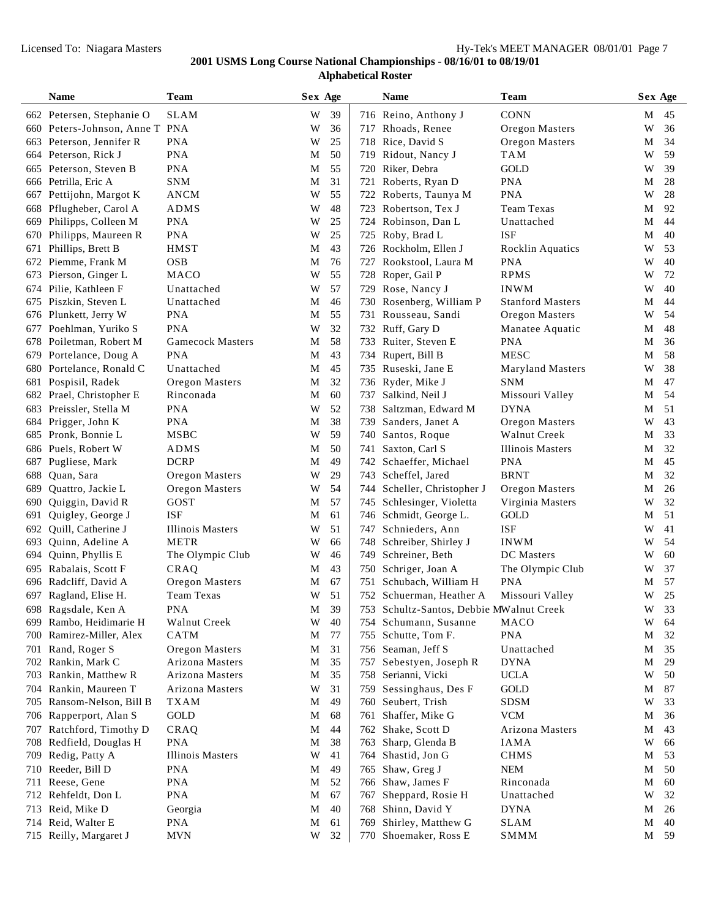**2001 USMS Long Course National Championships - 08/16/01 to 08/19/01**

**Alphabetical Roster**

| # | Name | Team | Sex | Age |
|---|---|---|---|---|
| 662 | Petersen, Stephanie O | SLAM | W | 39 |
| 660 | Peters-Johnson, Anne T | PNA | W | 36 |
| 663 | Peterson, Jennifer R | PNA | W | 25 |
| 664 | Peterson, Rick J | PNA | M | 50 |
| 665 | Peterson, Steven B | PNA | M | 55 |
| 666 | Petrilla, Eric A | SNM | M | 31 |
| 667 | Pettijohn, Margot K | ANCM | W | 55 |
| 668 | Pflugheber, Carol A | ADMS | W | 48 |
| 669 | Philipps, Colleen M | PNA | W | 25 |
| 670 | Philipps, Maureen R | PNA | W | 25 |
| 671 | Phillips, Brett B | HMST | M | 43 |
| 672 | Piemme, Frank M | OSB | M | 76 |
| 673 | Pierson, Ginger L | MACO | W | 55 |
| 674 | Pilie, Kathleen F | Unattached | W | 57 |
| 675 | Piszkin, Steven L | Unattached | M | 46 |
| 676 | Plunkett, Jerry W | PNA | M | 55 |
| 677 | Poehlman, Yuriko S | PNA | W | 32 |
| 678 | Poiletman, Robert M | Gamecock Masters | M | 58 |
| 679 | Portelance, Doug A | PNA | M | 43 |
| 680 | Portelance, Ronald C | Unattached | M | 45 |
| 681 | Pospisil, Radek | Oregon Masters | M | 32 |
| 682 | Prael, Christopher E | Rinconada | M | 60 |
| 683 | Preissler, Stella M | PNA | W | 52 |
| 684 | Prigger, John K | PNA | M | 38 |
| 685 | Pronk, Bonnie L | MSBC | W | 59 |
| 686 | Puels, Robert W | ADMS | M | 50 |
| 687 | Pugliese, Mark | DCRP | M | 49 |
| 688 | Quan, Sara | Oregon Masters | W | 29 |
| 689 | Quattro, Jackie L | Oregon Masters | W | 54 |
| 690 | Quiggin, David R | GOST | M | 57 |
| 691 | Quigley, George J | ISF | M | 61 |
| 692 | Quill, Catherine J | Illinois Masters | W | 51 |
| 693 | Quinn, Adeline A | METR | W | 66 |
| 694 | Quinn, Phyllis E | The Olympic Club | W | 46 |
| 695 | Rabalais, Scott F | CRAQ | M | 43 |
| 696 | Radcliff, David A | Oregon Masters | M | 67 |
| 697 | Ragland, Elise H. | Team Texas | W | 51 |
| 698 | Ragsdale, Ken A | PNA | M | 39 |
| 699 | Rambo, Heidimarie H | Walnut Creek | W | 40 |
| 700 | Ramirez-Miller, Alex | CATM | M | 77 |
| 701 | Rand, Roger S | Oregon Masters | M | 31 |
| 702 | Rankin, Mark C | Arizona Masters | M | 35 |
| 703 | Rankin, Matthew R | Arizona Masters | M | 35 |
| 704 | Rankin, Maureen T | Arizona Masters | W | 31 |
| 705 | Ransom-Nelson, Bill B | TXAM | M | 49 |
| 706 | Rapperport, Alan S | GOLD | M | 68 |
| 707 | Ratchford, Timothy D | CRAQ | M | 44 |
| 708 | Redfield, Douglas H | PNA | M | 38 |
| 709 | Redig, Patty A | Illinois Masters | W | 41 |
| 710 | Reeder, Bill D | PNA | M | 49 |
| 711 | Reese, Gene | PNA | M | 52 |
| 712 | Rehfeldt, Don L | PNA | M | 67 |
| 713 | Reid, Mike D | Georgia | M | 40 |
| 714 | Reid, Walter E | PNA | M | 61 |
| 715 | Reilly, Margaret J | MVN | W | 32 |
| 716 | Reino, Anthony J | CONN | M | 45 |
| 717 | Rhoads, Renee | Oregon Masters | W | 36 |
| 718 | Rice, David S | Oregon Masters | M | 34 |
| 719 | Ridout, Nancy J | TAM | W | 59 |
| 720 | Riker, Debra | GOLD | W | 39 |
| 721 | Roberts, Ryan D | PNA | M | 28 |
| 722 | Roberts, Taunya M | PNA | W | 28 |
| 723 | Robertson, Tex J | Team Texas | M | 92 |
| 724 | Robinson, Dan L | Unattached | M | 44 |
| 725 | Roby, Brad L | ISF | M | 40 |
| 726 | Rockholm, Ellen J | Rocklin Aquatics | W | 53 |
| 727 | Rookstool, Laura M | PNA | W | 40 |
| 728 | Roper, Gail P | RPMS | W | 72 |
| 729 | Rose, Nancy J | INWM | W | 40 |
| 730 | Rosenberg, William P | Stanford Masters | M | 44 |
| 731 | Rousseau, Sandi | Oregon Masters | W | 54 |
| 732 | Ruff, Gary D | Manatee Aquatic | M | 48 |
| 733 | Ruiter, Steven E | PNA | M | 36 |
| 734 | Rupert, Bill B | MESC | M | 58 |
| 735 | Ruseski, Jane E | Maryland Masters | W | 38 |
| 736 | Ryder, Mike J | SNM | M | 47 |
| 737 | Salkind, Neil J | Missouri Valley | M | 54 |
| 738 | Saltzman, Edward M | DYNA | M | 51 |
| 739 | Sanders, Janet A | Oregon Masters | W | 43 |
| 740 | Santos, Roque | Walnut Creek | M | 33 |
| 741 | Saxton, Carl S | Illinois Masters | M | 32 |
| 742 | Schaeffer, Michael | PNA | M | 45 |
| 743 | Scheffel, Jared | BRNT | M | 32 |
| 744 | Scheller, Christopher J | Oregon Masters | M | 26 |
| 745 | Schlesinger, Violetta | Virginia Masters | W | 32 |
| 746 | Schmidt, George L. | GOLD | M | 51 |
| 747 | Schnieders, Ann | ISF | W | 41 |
| 748 | Schreiber, Shirley J | INWM | W | 54 |
| 749 | Schreiner, Beth | DC Masters | W | 60 |
| 750 | Schriger, Joan A | The Olympic Club | W | 37 |
| 751 | Schubach, William H | PNA | M | 57 |
| 752 | Schuerman, Heather A | Missouri Valley | W | 25 |
| 753 | Schultz-Santos, Debbie M | Walnut Creek | W | 33 |
| 754 | Schumann, Susanne | MACO | W | 64 |
| 755 | Schutte, Tom F. | PNA | M | 32 |
| 756 | Seaman, Jeff S | Unattached | M | 35 |
| 757 | Sebestyen, Joseph R | DYNA | M | 29 |
| 758 | Serianni, Vicki | UCLA | W | 50 |
| 759 | Sessinghaus, Des F | GOLD | M | 87 |
| 760 | Seubert, Trish | SDSM | W | 33 |
| 761 | Shaffer, Mike G | VCM | M | 36 |
| 762 | Shake, Scott D | Arizona Masters | M | 43 |
| 763 | Sharp, Glenda B | IAMA | W | 66 |
| 764 | Shastid, Jon G | CHMS | M | 53 |
| 765 | Shaw, Greg J | NEM | M | 50 |
| 766 | Shaw, James F | Rinconada | M | 60 |
| 767 | Sheppard, Rosie H | Unattached | W | 32 |
| 768 | Shinn, David Y | DYNA | M | 26 |
| 769 | Shirley, Matthew G | SLAM | M | 40 |
| 770 | Shoemaker, Ross E | SMMM | M | 59 |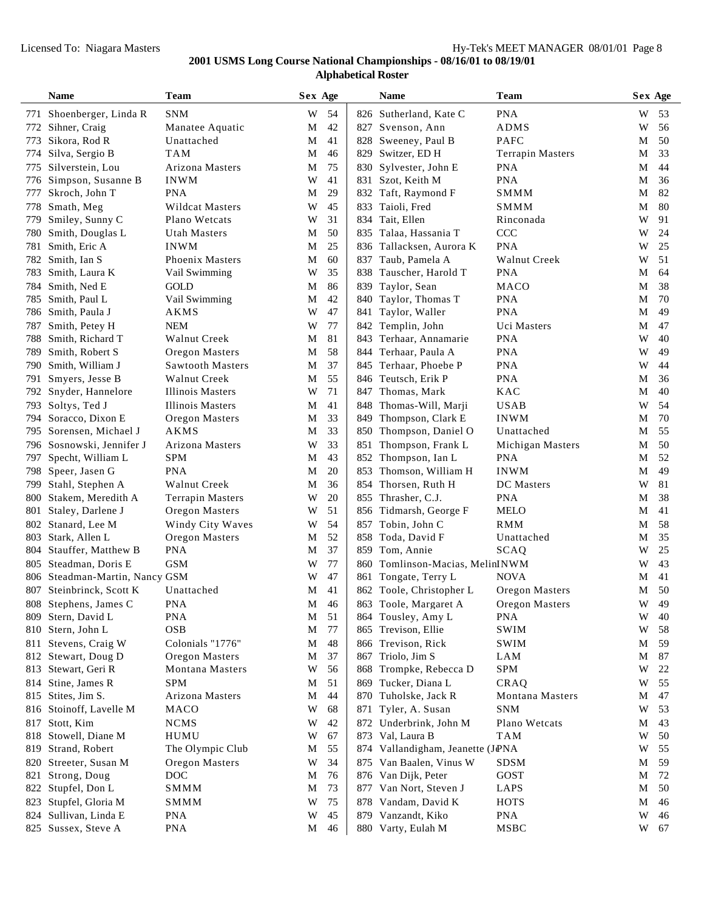**2001 USMS Long Course National Championships - 08/16/01 to 08/19/01**

**Alphabetical Roster**

| | Name | Team | Sex | Age |
|---|---|---|---|---|
| 771 | Shoenberger, Linda R | SNM | W | 54 |
| 772 | Sihner, Craig | Manatee Aquatic | M | 42 |
| 773 | Sikora, Rod R | Unattached | M | 41 |
| 774 | Silva, Sergio B | TAM | M | 46 |
| 775 | Silverstein, Lou | Arizona Masters | M | 75 |
| 776 | Simpson, Susanne B | INWM | W | 41 |
| 777 | Skroch, John T | PNA | M | 29 |
| 778 | Smath, Meg | Wildcat Masters | W | 45 |
| 779 | Smiley, Sunny C | Plano Wetcats | W | 31 |
| 780 | Smith, Douglas L | Utah Masters | M | 50 |
| 781 | Smith, Eric A | INWM | M | 25 |
| 782 | Smith, Ian S | Phoenix Masters | M | 60 |
| 783 | Smith, Laura K | Vail Swimming | W | 35 |
| 784 | Smith, Ned E | GOLD | M | 86 |
| 785 | Smith, Paul L | Vail Swimming | M | 42 |
| 786 | Smith, Paula J | AKMS | W | 47 |
| 787 | Smith, Petey H | NEM | W | 77 |
| 788 | Smith, Richard T | Walnut Creek | M | 81 |
| 789 | Smith, Robert S | Oregon Masters | M | 58 |
| 790 | Smith, William J | Sawtooth Masters | M | 37 |
| 791 | Smyers, Jesse B | Walnut Creek | M | 55 |
| 792 | Snyder, Hannelore | Illinois Masters | W | 71 |
| 793 | Soltys, Ted J | Illinois Masters | M | 41 |
| 794 | Soracco, Dixon E | Oregon Masters | M | 33 |
| 795 | Sorensen, Michael J | AKMS | M | 33 |
| 796 | Sosnowski, Jennifer J | Arizona Masters | W | 33 |
| 797 | Specht, William L | SPM | M | 43 |
| 798 | Speer, Jasen G | PNA | M | 20 |
| 799 | Stahl, Stephen A | Walnut Creek | M | 36 |
| 800 | Stakem, Meredith A | Terrapin Masters | W | 20 |
| 801 | Staley, Darlene J | Oregon Masters | W | 51 |
| 802 | Stanard, Lee M | Windy City Waves | W | 54 |
| 803 | Stark, Allen L | Oregon Masters | M | 52 |
| 804 | Stauffer, Matthew B | PNA | M | 37 |
| 805 | Steadman, Doris E | GSM | W | 77 |
| 806 | Steadman-Martin, Nancy | GSM | W | 47 |
| 807 | Steinbrinck, Scott K | Unattached | M | 41 |
| 808 | Stephens, James C | PNA | M | 46 |
| 809 | Stern, David L | PNA | M | 51 |
| 810 | Stern, John L | OSB | M | 77 |
| 811 | Stevens, Craig W | Colonials "1776" | M | 48 |
| 812 | Stewart, Doug D | Oregon Masters | M | 37 |
| 813 | Stewart, Geri R | Montana Masters | W | 56 |
| 814 | Stine, James R | SPM | M | 51 |
| 815 | Stites, Jim S. | Arizona Masters | M | 44 |
| 816 | Stoinoff, Lavelle M | MACO | W | 68 |
| 817 | Stott, Kim | NCMS | W | 42 |
| 818 | Stowell, Diane M | HUMU | W | 67 |
| 819 | Strand, Robert | The Olympic Club | M | 55 |
| 820 | Streeter, Susan M | Oregon Masters | W | 34 |
| 821 | Strong, Doug | DOC | M | 76 |
| 822 | Stupfel, Don L | SMMM | M | 73 |
| 823 | Stupfel, Gloria M | SMMM | W | 75 |
| 824 | Sullivan, Linda E | PNA | W | 45 |
| 825 | Sussex, Steve A | PNA | M | 46 |
| 826 | Sutherland, Kate C | PNA | W | 53 |
| 827 | Svenson, Ann | ADMS | W | 56 |
| 828 | Sweeney, Paul B | PAFC | M | 50 |
| 829 | Switzer, ED H | Terrapin Masters | M | 33 |
| 830 | Sylvester, John E | PNA | M | 44 |
| 831 | Szot, Keith M | PNA | M | 36 |
| 832 | Taft, Raymond F | SMMM | M | 82 |
| 833 | Taioli, Fred | SMMM | M | 80 |
| 834 | Tait, Ellen | Rinconada | W | 91 |
| 835 | Talaa, Hassania T | CCC | W | 24 |
| 836 | Tallacksen, Aurora K | PNA | W | 25 |
| 837 | Taub, Pamela A | Walnut Creek | W | 51 |
| 838 | Tauscher, Harold T | PNA | M | 64 |
| 839 | Taylor, Sean | MACO | M | 38 |
| 840 | Taylor, Thomas T | PNA | M | 70 |
| 841 | Taylor, Waller | PNA | M | 49 |
| 842 | Templin, John | Uci Masters | M | 47 |
| 843 | Terhaar, Annamarie | PNA | W | 40 |
| 844 | Terhaar, Paula A | PNA | W | 49 |
| 845 | Terhaar, Phoebe P | PNA | W | 44 |
| 846 | Teutsch, Erik P | PNA | M | 36 |
| 847 | Thomas, Mark | KAC | M | 40 |
| 848 | Thomas-Will, Marji | USAB | W | 54 |
| 849 | Thompson, Clark E | INWM | M | 70 |
| 850 | Thompson, Daniel O | Unattached | M | 55 |
| 851 | Thompson, Frank L | Michigan Masters | M | 50 |
| 852 | Thompson, Ian L | PNA | M | 52 |
| 853 | Thomson, William H | INWM | M | 49 |
| 854 | Thorsen, Ruth H | DC Masters | W | 81 |
| 855 | Thrasher, C.J. | PNA | M | 38 |
| 856 | Tidmarsh, George F | MELO | M | 41 |
| 857 | Tobin, John C | RMM | M | 58 |
| 858 | Toda, David F | Unattached | M | 35 |
| 859 | Tom, Annie | SCAQ | W | 25 |
| 860 | Tomlinson-Macias, Melin | INWM | W | 43 |
| 861 | Tongate, Terry L | NOVA | M | 41 |
| 862 | Toole, Christopher L | Oregon Masters | M | 50 |
| 863 | Toole, Margaret A | Oregon Masters | W | 49 |
| 864 | Tousley, Amy L | PNA | W | 40 |
| 865 | Trevison, Ellie | SWIM | W | 58 |
| 866 | Trevison, Rick | SWIM | M | 59 |
| 867 | Triolo, Jim S | LAM | M | 87 |
| 868 | Trompke, Rebecca D | SPM | W | 22 |
| 869 | Tucker, Diana L | CRAQ | W | 55 |
| 870 | Tuholske, Jack R | Montana Masters | M | 47 |
| 871 | Tyler, A. Susan | SNM | W | 53 |
| 872 | Underbrink, John M | Plano Wetcats | M | 43 |
| 873 | Val, Laura B | TAM | W | 50 |
| 874 | Vallandigham, Jeanette (J | PNA | W | 55 |
| 875 | Van Baalen, Vinus W | SDSM | M | 59 |
| 876 | Van Dijk, Peter | GOST | M | 72 |
| 877 | Van Nort, Steven J | LAPS | M | 50 |
| 878 | Vandam, David K | HOTS | M | 46 |
| 879 | Vanzandt, Kiko | PNA | W | 46 |
| 880 | Varty, Eulah M | MSBC | W | 67 |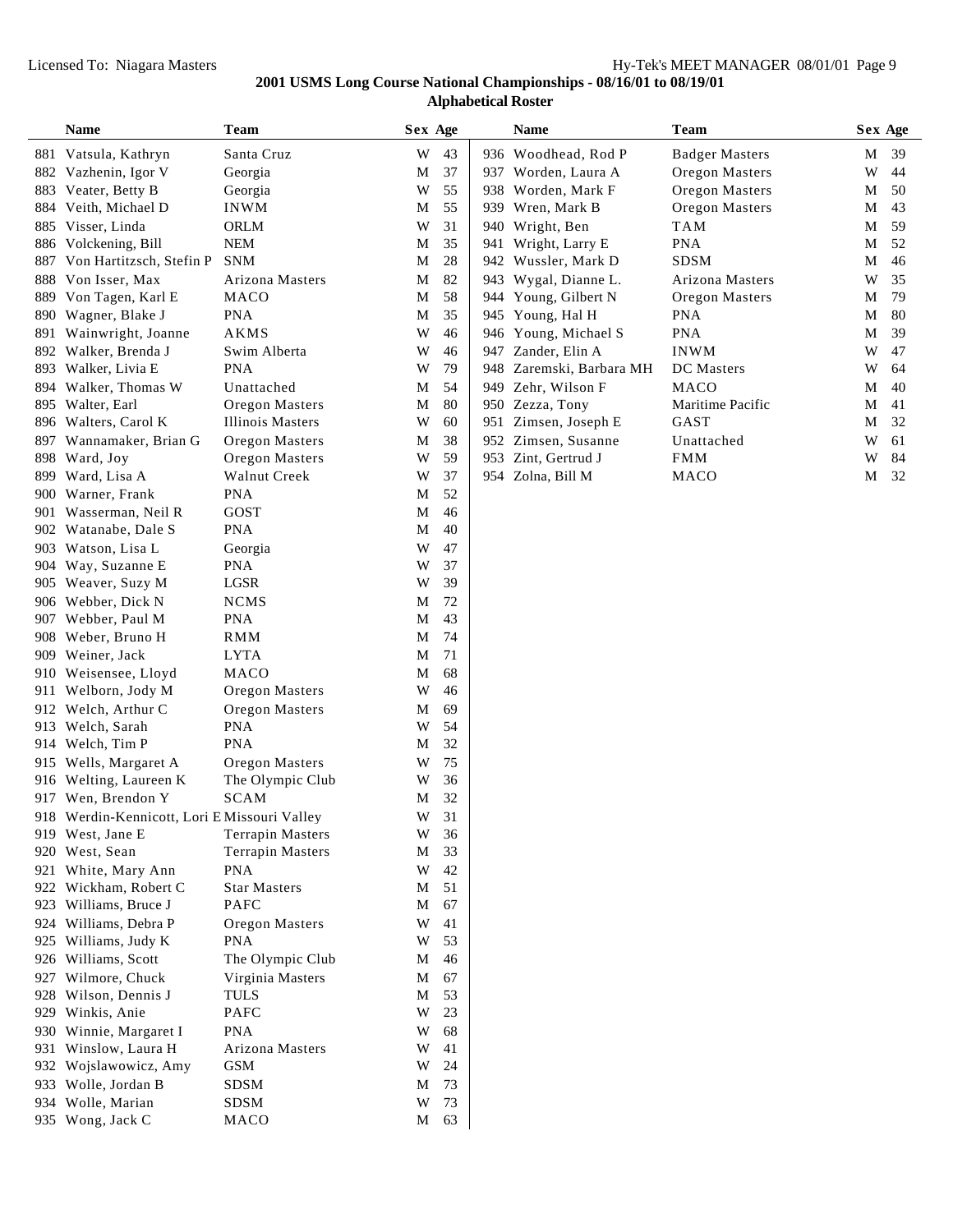**2001 USMS Long Course National Championships - 08/16/01 to 08/19/01**

**Alphabetical Roster**

| | Name | Team | Sex | Age |
|---|---|---|---|---|
| 881 | Vatsula, Kathryn | Santa Cruz | W | 43 |
| 882 | Vazhenin, Igor V | Georgia | M | 37 |
| 883 | Veater, Betty B | Georgia | W | 55 |
| 884 | Veith, Michael D | INWM | M | 55 |
| 885 | Visser, Linda | ORLM | W | 31 |
| 886 | Volckening, Bill | NEM | M | 35 |
| 887 | Von Hartitzsch, Stefin P | SNM | M | 28 |
| 888 | Von Isser, Max | Arizona Masters | M | 82 |
| 889 | Von Tagen, Karl E | MACO | M | 58 |
| 890 | Wagner, Blake J | PNA | M | 35 |
| 891 | Wainwright, Joanne | AKMS | W | 46 |
| 892 | Walker, Brenda J | Swim Alberta | W | 46 |
| 893 | Walker, Livia E | PNA | W | 79 |
| 894 | Walker, Thomas W | Unattached | M | 54 |
| 895 | Walter, Earl | Oregon Masters | M | 80 |
| 896 | Walters, Carol K | Illinois Masters | W | 60 |
| 897 | Wannamaker, Brian G | Oregon Masters | M | 38 |
| 898 | Ward, Joy | Oregon Masters | W | 59 |
| 899 | Ward, Lisa A | Walnut Creek | W | 37 |
| 900 | Warner, Frank | PNA | M | 52 |
| 901 | Wasserman, Neil R | GOST | M | 46 |
| 902 | Watanabe, Dale S | PNA | M | 40 |
| 903 | Watson, Lisa L | Georgia | W | 47 |
| 904 | Way, Suzanne E | PNA | W | 37 |
| 905 | Weaver, Suzy M | LGSR | W | 39 |
| 906 | Webber, Dick N | NCMS | M | 72 |
| 907 | Webber, Paul M | PNA | M | 43 |
| 908 | Weber, Bruno H | RMM | M | 74 |
| 909 | Weiner, Jack | LYTA | M | 71 |
| 910 | Weisensee, Lloyd | MACO | M | 68 |
| 911 | Welborn, Jody M | Oregon Masters | W | 46 |
| 912 | Welch, Arthur C | Oregon Masters | M | 69 |
| 913 | Welch, Sarah | PNA | W | 54 |
| 914 | Welch, Tim P | PNA | M | 32 |
| 915 | Wells, Margaret A | Oregon Masters | W | 75 |
| 916 | Welting, Laureen K | The Olympic Club | W | 36 |
| 917 | Wen, Brendon Y | SCAM | M | 32 |
| 918 | Werdin-Kennicott, Lori E | Missouri Valley | W | 31 |
| 919 | West, Jane E | Terrapin Masters | W | 36 |
| 920 | West, Sean | Terrapin Masters | M | 33 |
| 921 | White, Mary Ann | PNA | W | 42 |
| 922 | Wickham, Robert C | Star Masters | M | 51 |
| 923 | Williams, Bruce J | PAFC | M | 67 |
| 924 | Williams, Debra P | Oregon Masters | W | 41 |
| 925 | Williams, Judy K | PNA | W | 53 |
| 926 | Williams, Scott | The Olympic Club | M | 46 |
| 927 | Wilmore, Chuck | Virginia Masters | M | 67 |
| 928 | Wilson, Dennis J | TULS | M | 53 |
| 929 | Winkis, Anie | PAFC | W | 23 |
| 930 | Winnie, Margaret I | PNA | W | 68 |
| 931 | Winslow, Laura H | Arizona Masters | W | 41 |
| 932 | Wojslawowicz, Amy | GSM | W | 24 |
| 933 | Wolle, Jordan B | SDSM | M | 73 |
| 934 | Wolle, Marian | SDSM | W | 73 |
| 935 | Wong, Jack C | MACO | M | 63 |
| 936 | Woodhead, Rod P | Badger Masters | M | 39 |
| 937 | Worden, Laura A | Oregon Masters | W | 44 |
| 938 | Worden, Mark F | Oregon Masters | M | 50 |
| 939 | Wren, Mark B | Oregon Masters | M | 43 |
| 940 | Wright, Ben | TAM | M | 59 |
| 941 | Wright, Larry E | PNA | M | 52 |
| 942 | Wussler, Mark D | SDSM | M | 46 |
| 943 | Wygal, Dianne L. | Arizona Masters | W | 35 |
| 944 | Young, Gilbert N | Oregon Masters | M | 79 |
| 945 | Young, Hal H | PNA | M | 80 |
| 946 | Young, Michael S | PNA | M | 39 |
| 947 | Zander, Elin A | INWM | W | 47 |
| 948 | Zaremski, Barbara MH | DC Masters | W | 64 |
| 949 | Zehr, Wilson F | MACO | M | 40 |
| 950 | Zezza, Tony | Maritime Pacific | M | 41 |
| 951 | Zimsen, Joseph E | GAST | M | 32 |
| 952 | Zimsen, Susanne | Unattached | W | 61 |
| 953 | Zint, Gertrud J | FMM | W | 84 |
| 954 | Zolna, Bill M | MACO | M | 32 |